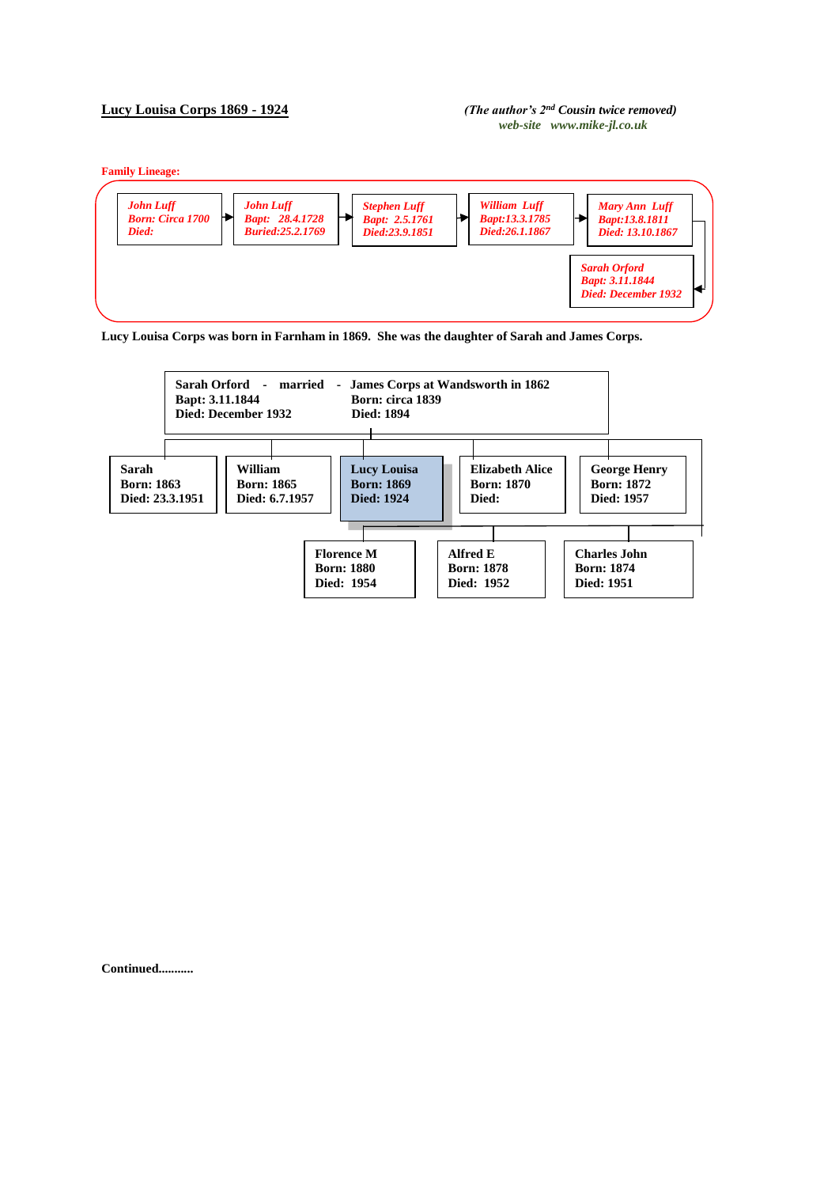**Lucy Louisa Corps 1869 - 1924**

*(The author's 2nd Cousin twice removed)*
*web-site www.mike-jl.co.uk*

**Family Lineage:**

*John Luff*
*Born: Circa 1700*
*Died:*

→

*John Luff*
*Bapt: 28.4.1728*
*Buried:25.2.1769*

→

*Stephen Luff*
*Bapt: 2.5.1761*
*Died:23.9.1851*

→

*William Luff*
*Bapt:13.3.1785*
*Died:26.1.1867*

→

*Mary Ann Luff*
*Bapt:13.8.1811*
*Died: 13.10.1867*

→

*Sarah Orford*
*Bapt: 3.11.1844*
*Died: December 1932*

**Lucy Louisa Corps was born in Farnham in 1869. She was the daughter of Sarah and James Corps.**

**Sarah Orford - married - James Corps at Wandsworth in 1862**
**Bapt: 3.11.1844** — **Born: circa 1839**
**Died: December 1932** — **Died: 1894**

Children:

| Name | Born | Died |
|---|---|---|
| **Sarah** | **1863** | **23.3.1951** |
| **William** | **1865** | **6.7.1957** |
| **Lucy Louisa** | **1869** | **1924** |
| **Elizabeth Alice** | **1870** | |
| **George Henry** | **1872** | **1957** |
| **Charles John** | **1874** | **1951** |
| **Alfred E** | **1878** | **1952** |
| **Florence M** | **1880** | **1954** |

**Continued..........**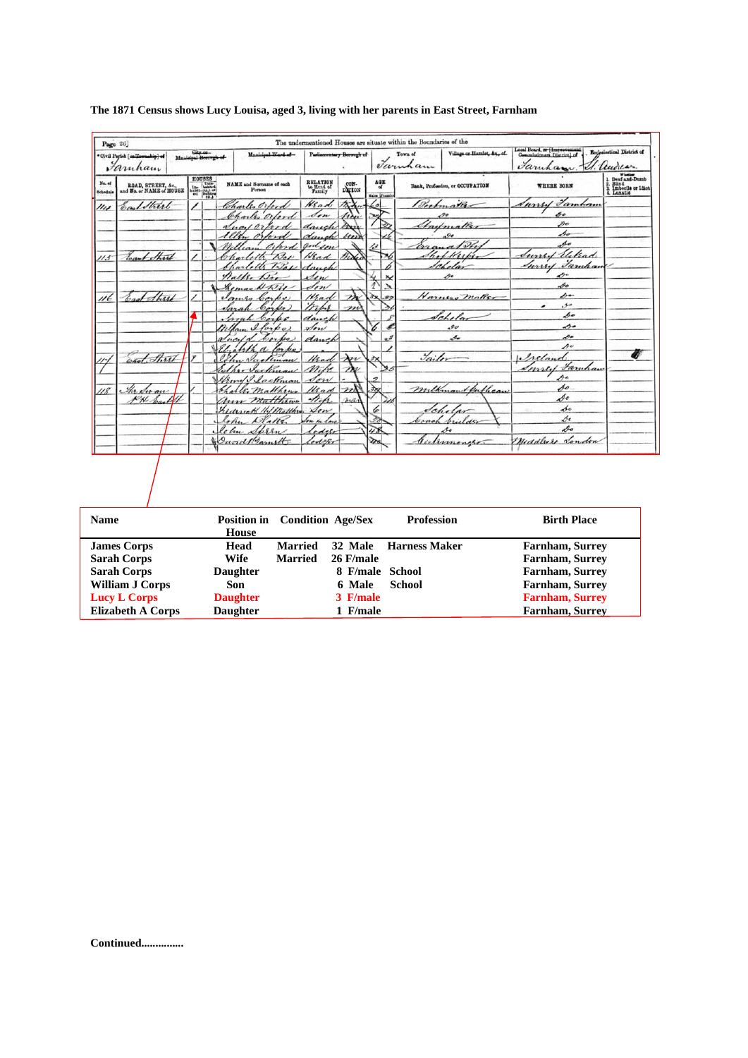**The 1871 Census shows Lucy Louisa, aged 3, living with her parents in East Street, Farnham**

| Name | Position in House | Condition | Age/Sex | Profession | Birth Place |
|---|---|---|---|---|---|
| James Corps | Head | Married | 32 Male | Harness Maker | Farnham, Surrey |
| Sarah Corps | Wife | Married | 26 F/male | | Farnham, Surrey |
| Sarah Corps | Daughter | | 8 F/male | School | Farnham, Surrey |
| William J Corps | Son | | 6 Male | School | Farnham, Surrey |
| Lucy L Corps | Daughter | | 3 F/male | | Farnham, Surrey |
| Elizabeth A Corps | Daughter | | 1 F/male | | Farnham, Surrey |

**Continued...............**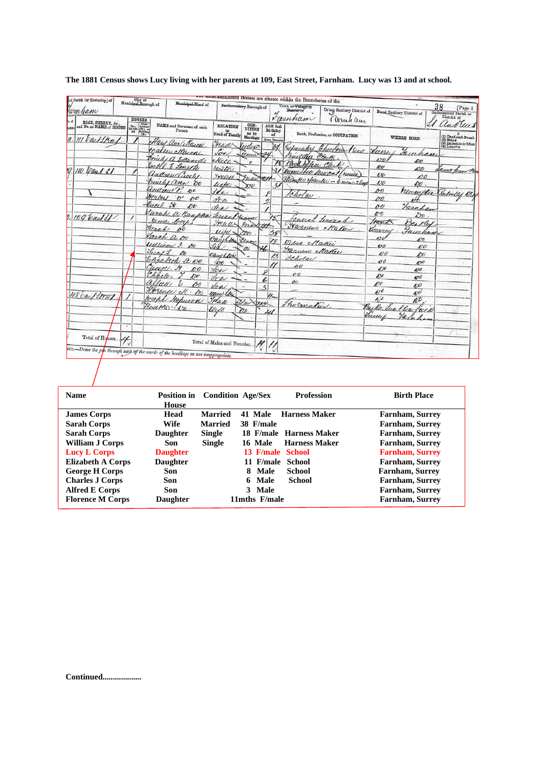**The 1881 Census shows Lucy living with her parents at 109, East Street, Farnham. Lucy was 13 and at school.**

| Name | Position in House | Condition | Age/Sex | Profession | Birth Place |
|---|---|---|---|---|---|
| **James Corps** | **Head** | **Married** | **41 Male** | **Harness Maker** | **Farnham, Surrey** |
| **Sarah Corps** | **Wife** | **Married** | **38 F/male** | | **Farnham, Surrey** |
| **Sarah Corps** | **Daughter** | **Single** | **18 F/male** | **Harness Maker** | **Farnham, Surrey** |
| **William J Corps** | **Son** | **Single** | **16 Male** | **Harness Maker** | **Farnham, Surrey** |
| **Lucy L Corps** | **Daughter** | | **13 F/male** | **School** | **Farnham, Surrey** |
| **Elizabeth A Corps** | **Daughter** | | **11 F/male** | **School** | **Farnham, Surrey** |
| **George H Corps** | **Son** | | **8 Male** | **School** | **Farnham, Surrey** |
| **Charles J Corps** | **Son** | | **6 Male** | **School** | **Farnham, Surrey** |
| **Alfred E Corps** | **Son** | | **3 Male** | | **Farnham, Surrey** |
| **Florence M Corps** | **Daughter** | | **11mths F/male** | | **Farnham, Surrey** |

**Continued..................**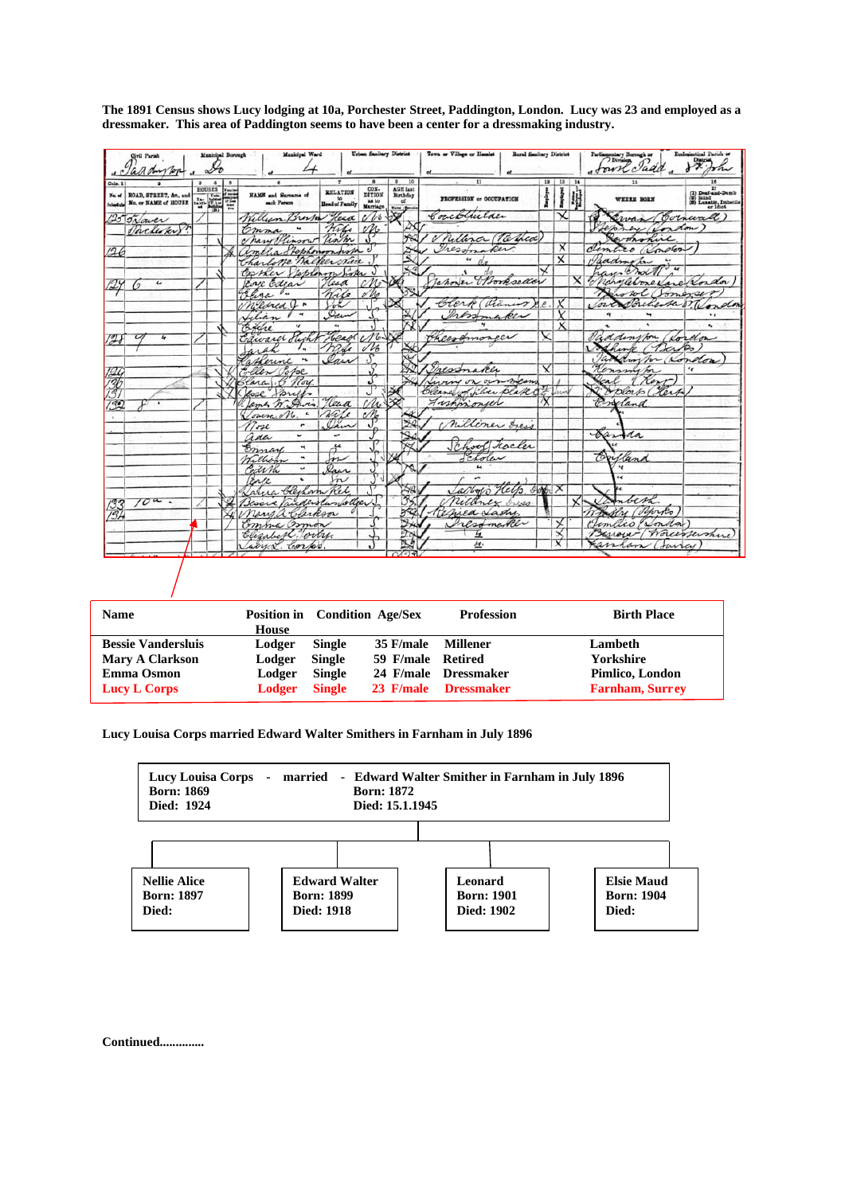**The 1891 Census shows Lucy lodging at 10a, Porchester Street, Paddington, London. Lucy was 23 and employed as a dressmaker. This area of Paddington seems to have been a center for a dressmaking industry.**

| Name | Position in House | Condition | Age/Sex | Profession | Birth Place |
|---|---|---|---|---|---|
| **Bessie Vandersluis** | **Lodger** | **Single** | **35 F/male** | **Millener** | **Lambeth** |
| **Mary A Clarkson** | **Lodger** | **Single** | **59 F/male** | **Retired** | **Yorkshire** |
| **Emma Osmon** | **Lodger** | **Single** | **24 F/male** | **Dressmaker** | **Pimlico, London** |
| **Lucy L Corps** | **Lodger** | **Single** | **23 F/male** | **Dressmaker** | **Farnham, Surrey** |

**Lucy Louisa Corps married Edward Walter Smithers in Farnham in July 1896**

**Lucy Louisa Corps** - **married** - **Edward Walter Smither in Farnham in July 1896**

**Lucy Louisa Corps**
**Born: 1869**
**Died: 1924**

**Edward Walter Smither**
**Born: 1872**
**Died: 15.1.1945**

Children:

| Name | Born | Died |
|---|---|---|
| **Nellie Alice** | **1897** | |
| **Edward Walter** | **1899** | **1918** |
| **Leonard** | **1901** | **1902** |
| **Elsie Maud** | **1904** | |

**Continued.............**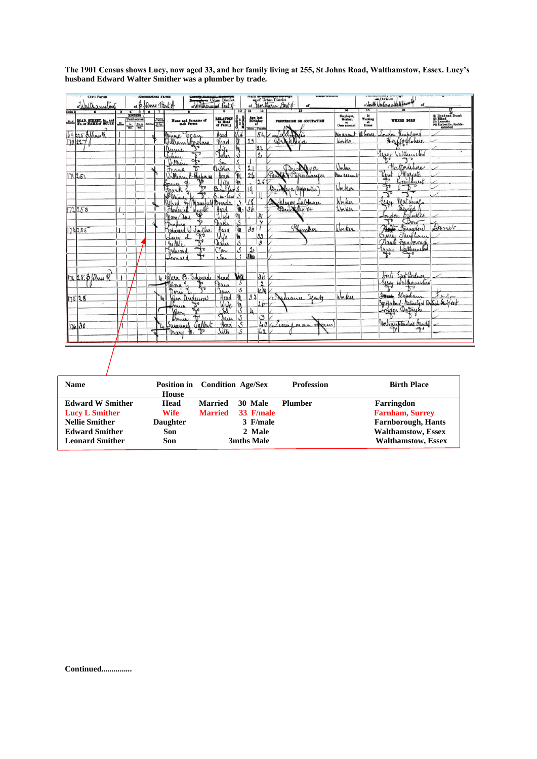**The 1901 Census shows Lucy, now aged 33, and her family living at 255, St Johns Road, Walthamstow, Essex. Lucy's husband Edward Walter Smither was a plumber by trade.**

| Name | Position in House | Condition | Age/Sex | Profession | Birth Place |
|---|---|---|---|---|---|
| **Edward W Smither** | **Head** | **Married** | **30 Male** | **Plumber** | **Farringdon** |
| **Lucy L Smither** | **Wife** | **Married** | **33 F/male** | | **Farnham, Surrey** |
| **Nellie Smither** | **Daughter** | | **3 F/male** | | **Farnborough, Hants** |
| **Edward Smither** | **Son** | | **2 Male** | | **Walthamstow, Essex** |
| **Leonard Smither** | **Son** | | **3mths Male** | | **Walthamstow, Essex** |

**Continued...............**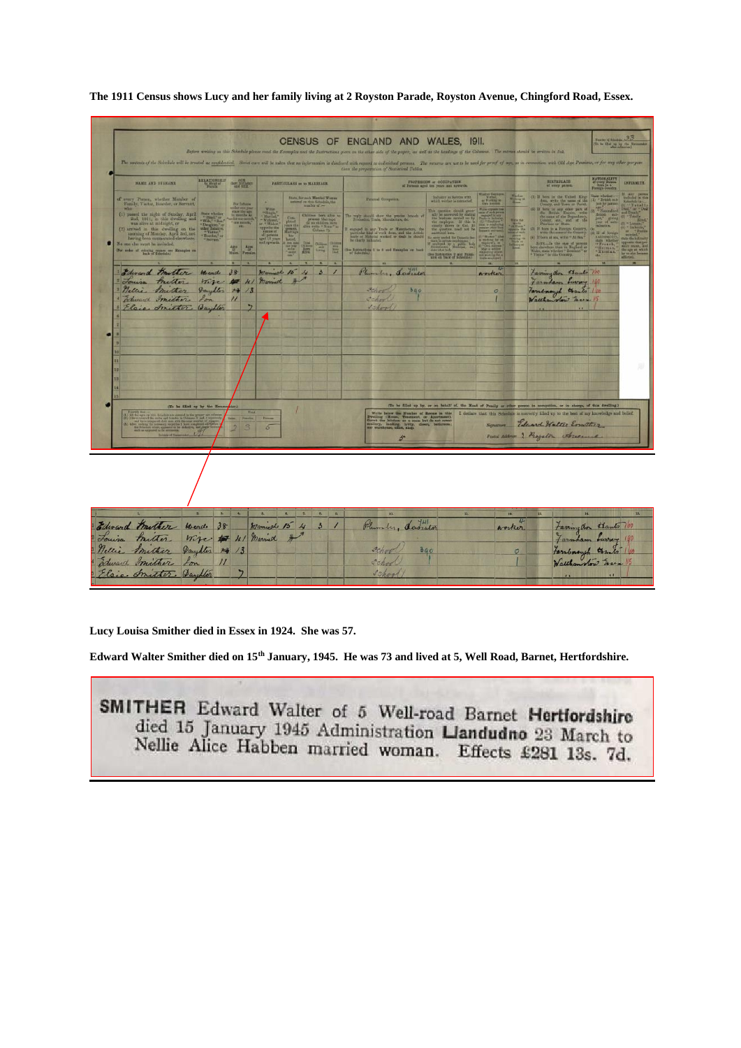**The 1911 Census shows Lucy and her family living at 2 Royston Parade, Royston Avenue, Chingford Road, Essex.**

**Lucy Louisa Smither died in Essex in 1924. She was 57.**

**Edward Walter Smither died on 15th January, 1945. He was 73 and lived at 5, Well Road, Barnet, Hertfordshire.**

SMITHER Edward Walter of 5 Well-road Barnet Hertfordshire died 15 January 1945 Administration Llandudno 23 March to Nellie Alice Habben married woman. Effects £281 13s. 7d.